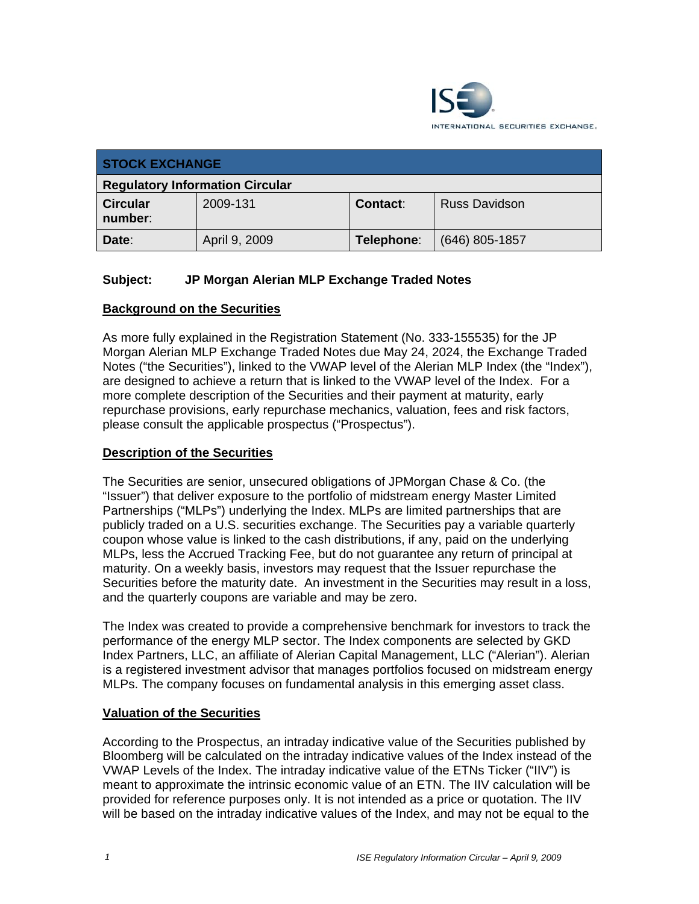ISE INTERNATIONAL SECURITIES EXCHANGE

| STOCK EXCHANGE | | | |
|---|---|---|---|
| Regulatory Information Circular | | | |
| **Circular number**: | 2009-131 | **Contact**: | Russ Davidson |
| **Date**: | April 9, 2009 | **Telephone**: | (646) 805-1857 |

**Subject: JP Morgan Alerian MLP Exchange Traded Notes**

## Background on the Securities

As more fully explained in the Registration Statement (No. 333-155535) for the JP Morgan Alerian MLP Exchange Traded Notes due May 24, 2024, the Exchange Traded Notes ("the Securities"), linked to the VWAP level of the Alerian MLP Index (the "Index"), are designed to achieve a return that is linked to the VWAP level of the Index. For a more complete description of the Securities and their payment at maturity, early repurchase provisions, early repurchase mechanics, valuation, fees and risk factors, please consult the applicable prospectus ("Prospectus").

## Description of the Securities

The Securities are senior, unsecured obligations of JPMorgan Chase & Co. (the "Issuer") that deliver exposure to the portfolio of midstream energy Master Limited Partnerships ("MLPs") underlying the Index. MLPs are limited partnerships that are publicly traded on a U.S. securities exchange. The Securities pay a variable quarterly coupon whose value is linked to the cash distributions, if any, paid on the underlying MLPs, less the Accrued Tracking Fee, but do not guarantee any return of principal at maturity. On a weekly basis, investors may request that the Issuer repurchase the Securities before the maturity date. An investment in the Securities may result in a loss, and the quarterly coupons are variable and may be zero.

The Index was created to provide a comprehensive benchmark for investors to track the performance of the energy MLP sector. The Index components are selected by GKD Index Partners, LLC, an affiliate of Alerian Capital Management, LLC ("Alerian"). Alerian is a registered investment advisor that manages portfolios focused on midstream energy MLPs. The company focuses on fundamental analysis in this emerging asset class.

## Valuation of the Securities

According to the Prospectus, an intraday indicative value of the Securities published by Bloomberg will be calculated on the intraday indicative values of the Index instead of the VWAP Levels of the Index. The intraday indicative value of the ETNs Ticker ("IIV") is meant to approximate the intrinsic economic value of an ETN. The IIV calculation will be provided for reference purposes only. It is not intended as a price or quotation. The IIV will be based on the intraday indicative values of the Index, and may not be equal to the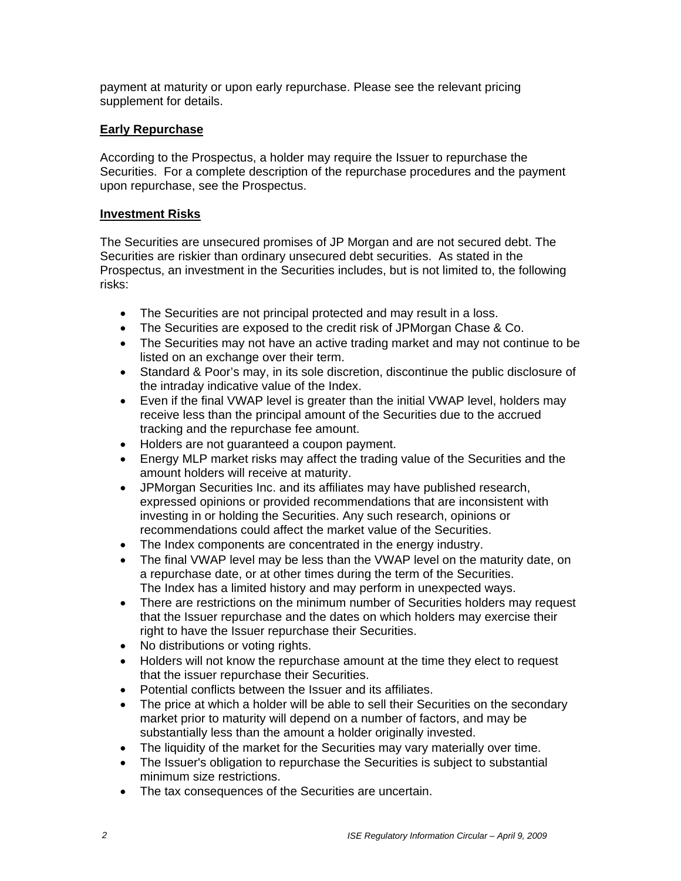payment at maturity or upon early repurchase. Please see the relevant pricing supplement for details.

**Early Repurchase**

According to the Prospectus, a holder may require the Issuer to repurchase the Securities. For a complete description of the repurchase procedures and the payment upon repurchase, see the Prospectus.

**Investment Risks**

The Securities are unsecured promises of JP Morgan and are not secured debt. The Securities are riskier than ordinary unsecured debt securities. As stated in the Prospectus, an investment in the Securities includes, but is not limited to, the following risks:

- The Securities are not principal protected and may result in a loss.
- The Securities are exposed to the credit risk of JPMorgan Chase & Co.
- The Securities may not have an active trading market and may not continue to be listed on an exchange over their term.
- Standard & Poor's may, in its sole discretion, discontinue the public disclosure of the intraday indicative value of the Index.
- Even if the final VWAP level is greater than the initial VWAP level, holders may receive less than the principal amount of the Securities due to the accrued tracking and the repurchase fee amount.
- Holders are not guaranteed a coupon payment.
- Energy MLP market risks may affect the trading value of the Securities and the amount holders will receive at maturity.
- JPMorgan Securities Inc. and its affiliates may have published research, expressed opinions or provided recommendations that are inconsistent with investing in or holding the Securities. Any such research, opinions or recommendations could affect the market value of the Securities.
- The Index components are concentrated in the energy industry.
- The final VWAP level may be less than the VWAP level on the maturity date, on a repurchase date, or at other times during the term of the Securities. The Index has a limited history and may perform in unexpected ways.
- There are restrictions on the minimum number of Securities holders may request that the Issuer repurchase and the dates on which holders may exercise their right to have the Issuer repurchase their Securities.
- No distributions or voting rights.
- Holders will not know the repurchase amount at the time they elect to request that the issuer repurchase their Securities.
- Potential conflicts between the Issuer and its affiliates.
- The price at which a holder will be able to sell their Securities on the secondary market prior to maturity will depend on a number of factors, and may be substantially less than the amount a holder originally invested.
- The liquidity of the market for the Securities may vary materially over time.
- The Issuer's obligation to repurchase the Securities is subject to substantial minimum size restrictions.
- The tax consequences of the Securities are uncertain.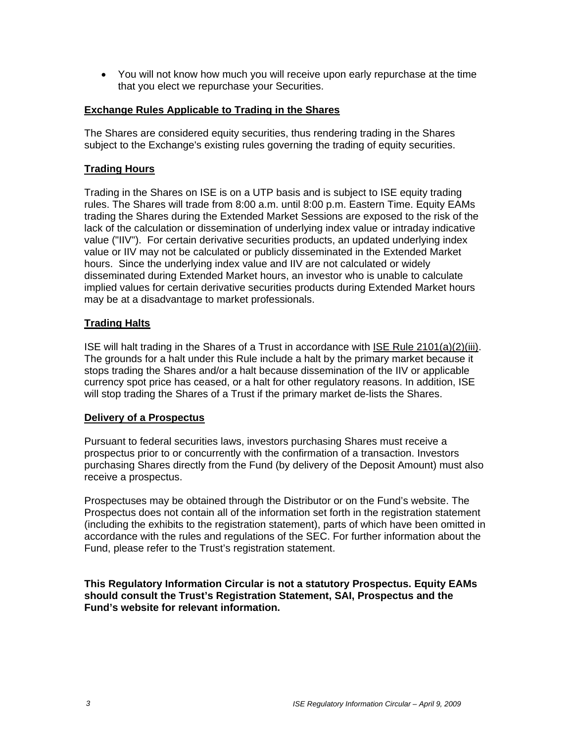- You will not know how much you will receive upon early repurchase at the time that you elect we repurchase your Securities.

## Exchange Rules Applicable to Trading in the Shares

The Shares are considered equity securities, thus rendering trading in the Shares subject to the Exchange's existing rules governing the trading of equity securities.

## Trading Hours

Trading in the Shares on ISE is on a UTP basis and is subject to ISE equity trading rules. The Shares will trade from 8:00 a.m. until 8:00 p.m. Eastern Time. Equity EAMs trading the Shares during the Extended Market Sessions are exposed to the risk of the lack of the calculation or dissemination of underlying index value or intraday indicative value ("IIV"). For certain derivative securities products, an updated underlying index value or IIV may not be calculated or publicly disseminated in the Extended Market hours. Since the underlying index value and IIV are not calculated or widely disseminated during Extended Market hours, an investor who is unable to calculate implied values for certain derivative securities products during Extended Market hours may be at a disadvantage to market professionals.

## Trading Halts

ISE will halt trading in the Shares of a Trust in accordance with ISE Rule 2101(a)(2)(iii). The grounds for a halt under this Rule include a halt by the primary market because it stops trading the Shares and/or a halt because dissemination of the IIV or applicable currency spot price has ceased, or a halt for other regulatory reasons. In addition, ISE will stop trading the Shares of a Trust if the primary market de-lists the Shares.

## Delivery of a Prospectus

Pursuant to federal securities laws, investors purchasing Shares must receive a prospectus prior to or concurrently with the confirmation of a transaction. Investors purchasing Shares directly from the Fund (by delivery of the Deposit Amount) must also receive a prospectus.

Prospectuses may be obtained through the Distributor or on the Fund's website. The Prospectus does not contain all of the information set forth in the registration statement (including the exhibits to the registration statement), parts of which have been omitted in accordance with the rules and regulations of the SEC. For further information about the Fund, please refer to the Trust's registration statement.

**This Regulatory Information Circular is not a statutory Prospectus. Equity EAMs should consult the Trust's Registration Statement, SAI, Prospectus and the Fund's website for relevant information.**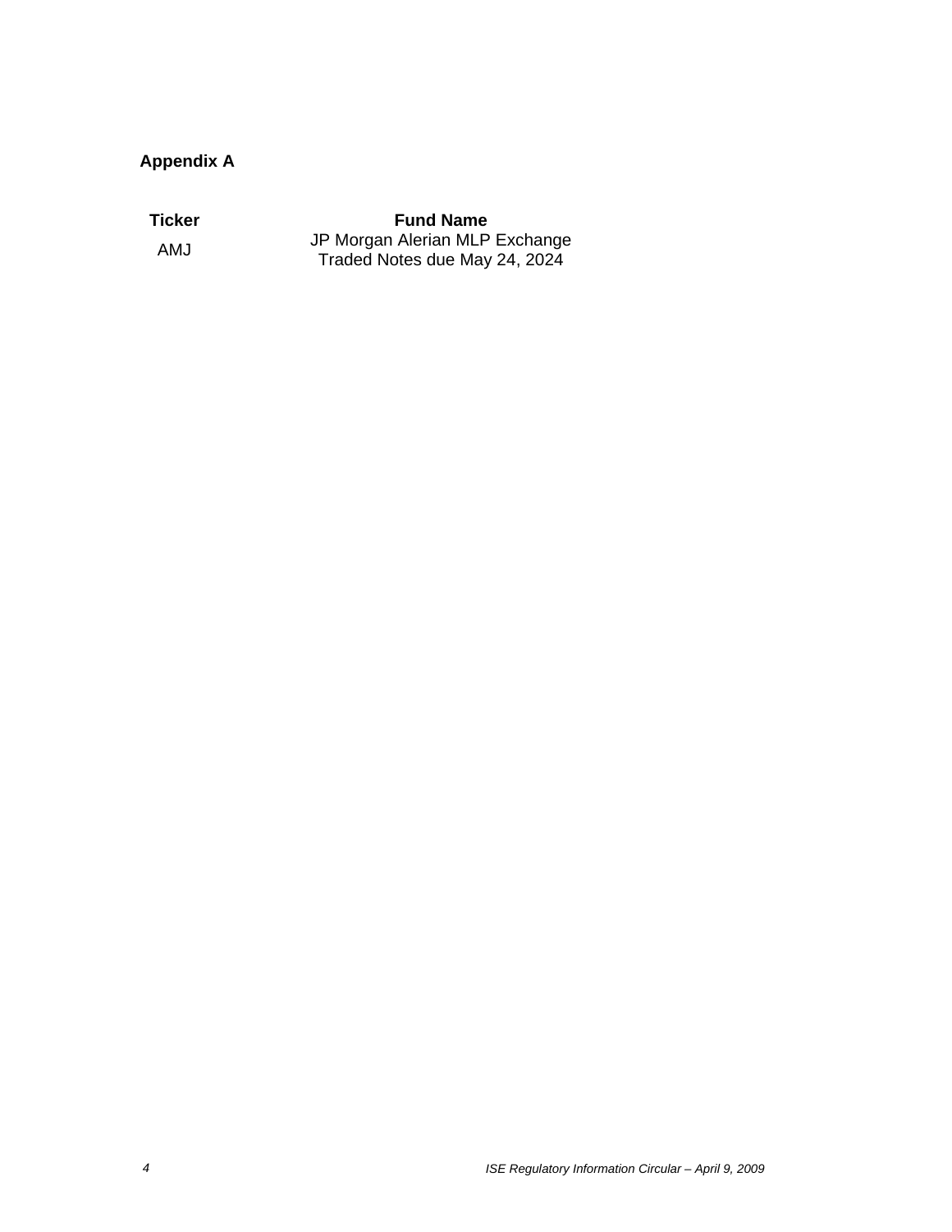**Appendix A**

| Ticker | Fund Name |
|---|---|
| AMJ | JP Morgan Alerian MLP Exchange Traded Notes due May 24, 2024 |